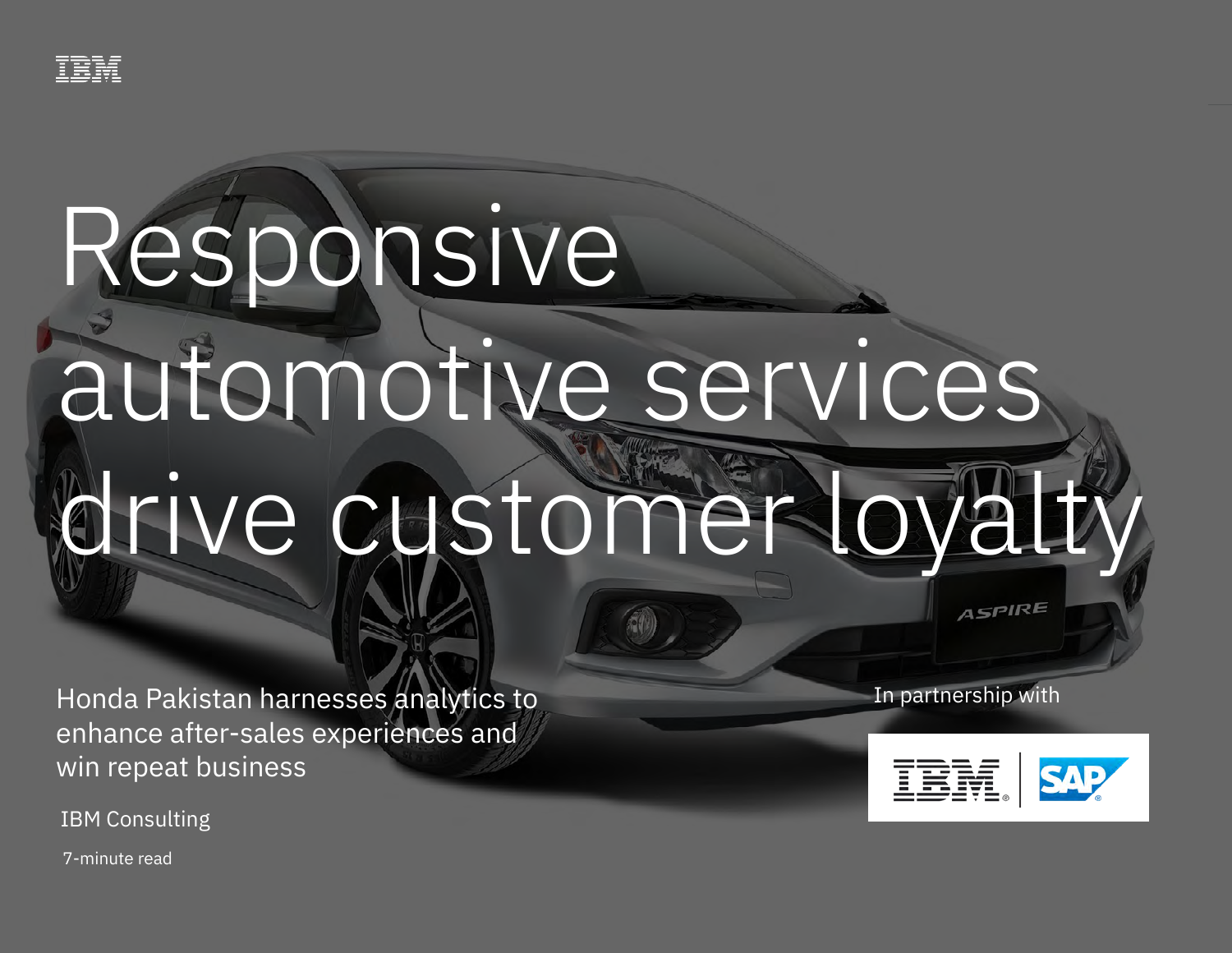IBM

# Responsive automotive services drive customer loyalty

Honda Pakistan harnesses analytics to enhance after-sales experiences and win repeat business

IBM Consulting

7-minute read

In partnership with

IBM | SAP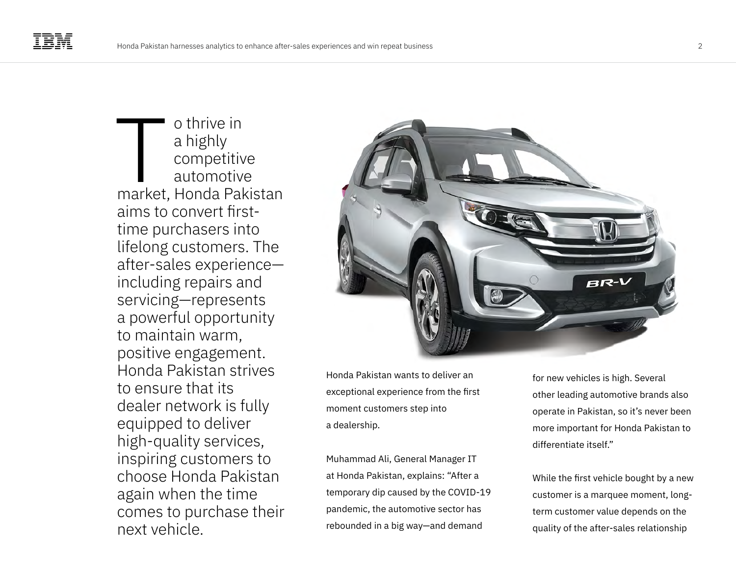To thrive in a highly competitive automotive market, Honda Pakistan aims to convert first-time purchasers into lifelong customers. The after-sales experience—including repairs and servicing—represents a powerful opportunity to maintain warm, positive engagement. Honda Pakistan strives to ensure that its dealer network is fully equipped to deliver high-quality services, inspiring customers to choose Honda Pakistan again when the time comes to purchase their next vehicle.

Honda Pakistan wants to deliver an exceptional experience from the first moment customers step into a dealership.

Muhammad Ali, General Manager IT at Honda Pakistan, explains: "After a temporary dip caused by the COVID-19 pandemic, the automotive sector has rebounded in a big way—and demand for new vehicles is high. Several other leading automotive brands also operate in Pakistan, so it's never been more important for Honda Pakistan to differentiate itself."

While the first vehicle bought by a new customer is a marquee moment, long-term customer value depends on the quality of the after-sales relationship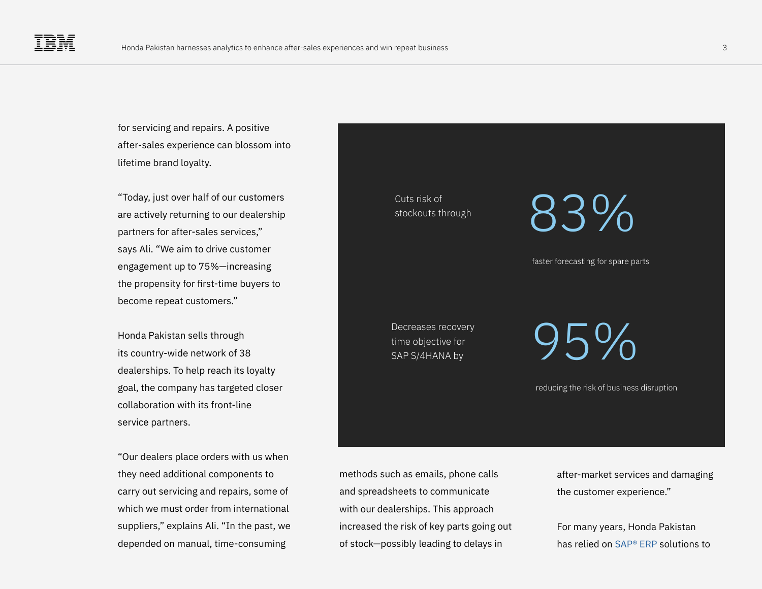for servicing and repairs. A positive after-sales experience can blossom into lifetime brand loyalty.

"Today, just over half of our customers are actively returning to our dealership partners for after-sales services," says Ali. "We aim to drive customer engagement up to 75%—increasing the propensity for first-time buyers to become repeat customers."

Honda Pakistan sells through its country-wide network of 38 dealerships. To help reach its loyalty goal, the company has targeted closer collaboration with its front-line service partners.

"Our dealers place orders with us when they need additional components to carry out servicing and repairs, some of which we must order from international suppliers," explains Ali. "In the past, we depended on manual, time-consuming methods such as emails, phone calls and spreadsheets to communicate with our dealerships. This approach increased the risk of key parts going out of stock—possibly leading to delays in after-market services and damaging the customer experience."

For many years, Honda Pakistan has relied on SAP® ERP solutions to

Cuts risk of stockouts through

**83%**

faster forecasting for spare parts

Decreases recovery time objective for SAP S/4HANA by

**95%**

reducing the risk of business disruption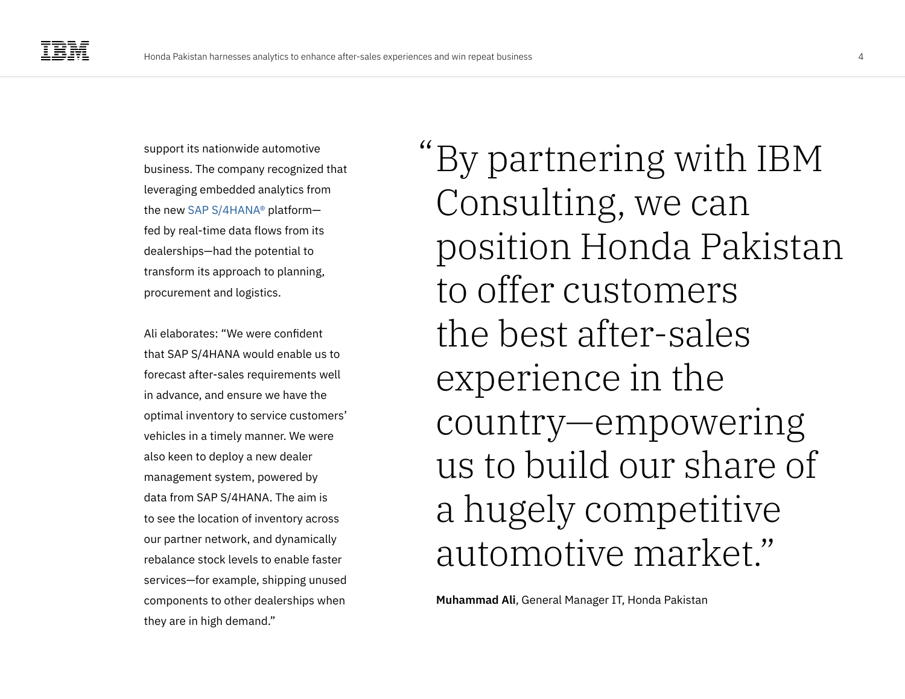support its nationwide automotive business. The company recognized that leveraging embedded analytics from the new SAP S/4HANA® platform—fed by real-time data flows from its dealerships—had the potential to transform its approach to planning, procurement and logistics.

Ali elaborates: "We were confident that SAP S/4HANA would enable us to forecast after-sales requirements well in advance, and ensure we have the optimal inventory to service customers' vehicles in a timely manner. We were also keen to deploy a new dealer management system, powered by data from SAP S/4HANA. The aim is to see the location of inventory across our partner network, and dynamically rebalance stock levels to enable faster services—for example, shipping unused components to other dealerships when they are in high demand."

> "By partnering with IBM Consulting, we can position Honda Pakistan to offer customers the best after-sales experience in the country—empowering us to build our share of a hugely competitive automotive market."
>
> **Muhammad Ali**, General Manager IT, Honda Pakistan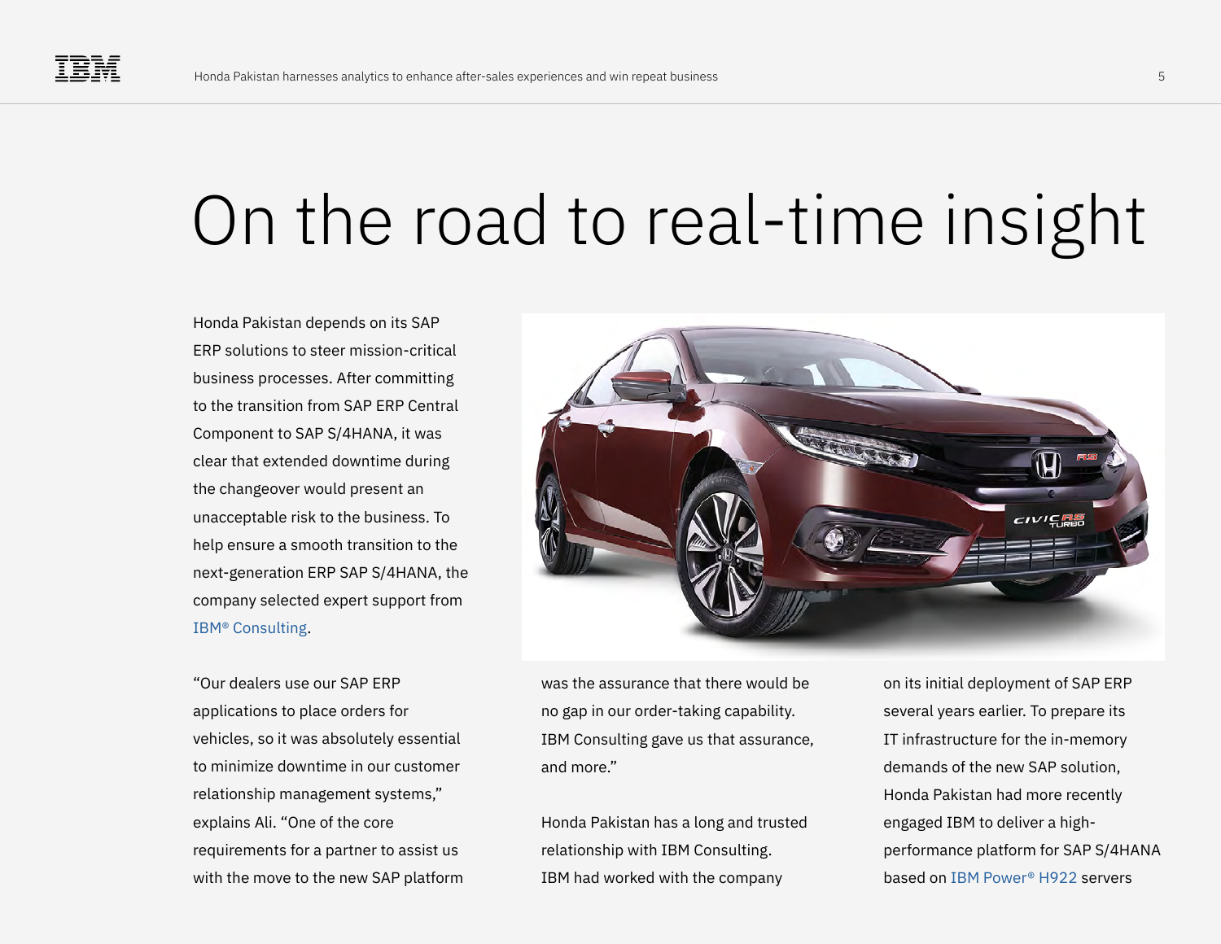# On the road to real-time insight

Honda Pakistan depends on its SAP ERP solutions to steer mission-critical business processes. After committing to the transition from SAP ERP Central Component to SAP S/4HANA, it was clear that extended downtime during the changeover would present an unacceptable risk to the business. To help ensure a smooth transition to the next-generation ERP SAP S/4HANA, the company selected expert support from IBM® Consulting.

"Our dealers use our SAP ERP applications to place orders for vehicles, so it was absolutely essential to minimize downtime in our customer relationship management systems," explains Ali. "One of the core requirements for a partner to assist us with the move to the new SAP platform was the assurance that there would be no gap in our order-taking capability. IBM Consulting gave us that assurance, and more."

Honda Pakistan has a long and trusted relationship with IBM Consulting. IBM had worked with the company on its initial deployment of SAP ERP several years earlier. To prepare its IT infrastructure for the in-memory demands of the new SAP solution, Honda Pakistan had more recently engaged IBM to deliver a high-performance platform for SAP S/4HANA based on IBM Power® H922 servers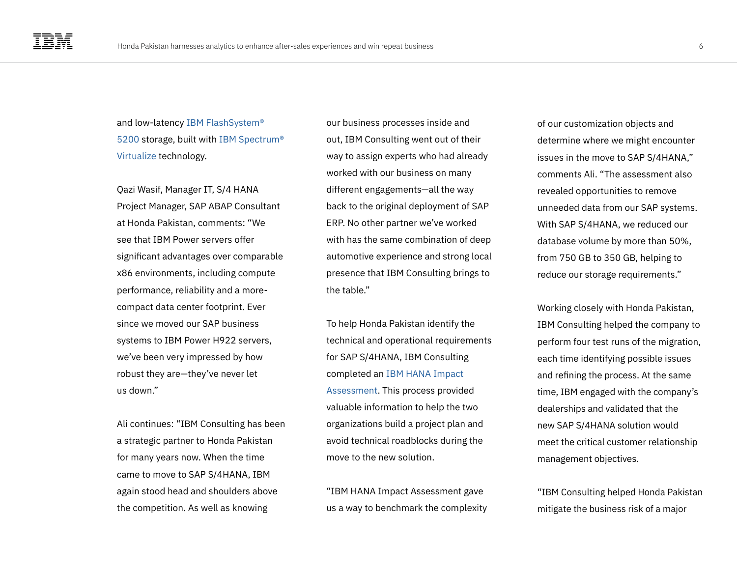and low-latency IBM FlashSystem® 5200 storage, built with IBM Spectrum® Virtualize technology.

Qazi Wasif, Manager IT, S/4 HANA Project Manager, SAP ABAP Consultant at Honda Pakistan, comments: "We see that IBM Power servers offer significant advantages over comparable x86 environments, including compute performance, reliability and a more-compact data center footprint. Ever since we moved our SAP business systems to IBM Power H922 servers, we've been very impressed by how robust they are—they've never let us down."

Ali continues: "IBM Consulting has been a strategic partner to Honda Pakistan for many years now. When the time came to move to SAP S/4HANA, IBM again stood head and shoulders above the competition. As well as knowing our business processes inside and out, IBM Consulting went out of their way to assign experts who had already worked with our business on many different engagements—all the way back to the original deployment of SAP ERP. No other partner we've worked with has the same combination of deep automotive experience and strong local presence that IBM Consulting brings to the table."

To help Honda Pakistan identify the technical and operational requirements for SAP S/4HANA, IBM Consulting completed an IBM HANA Impact Assessment. This process provided valuable information to help the two organizations build a project plan and avoid technical roadblocks during the move to the new solution.

"IBM HANA Impact Assessment gave us a way to benchmark the complexity of our customization objects and determine where we might encounter issues in the move to SAP S/4HANA," comments Ali. "The assessment also revealed opportunities to remove unneeded data from our SAP systems. With SAP S/4HANA, we reduced our database volume by more than 50%, from 750 GB to 350 GB, helping to reduce our storage requirements."

Working closely with Honda Pakistan, IBM Consulting helped the company to perform four test runs of the migration, each time identifying possible issues and refining the process. At the same time, IBM engaged with the company's dealerships and validated that the new SAP S/4HANA solution would meet the critical customer relationship management objectives.

"IBM Consulting helped Honda Pakistan mitigate the business risk of a major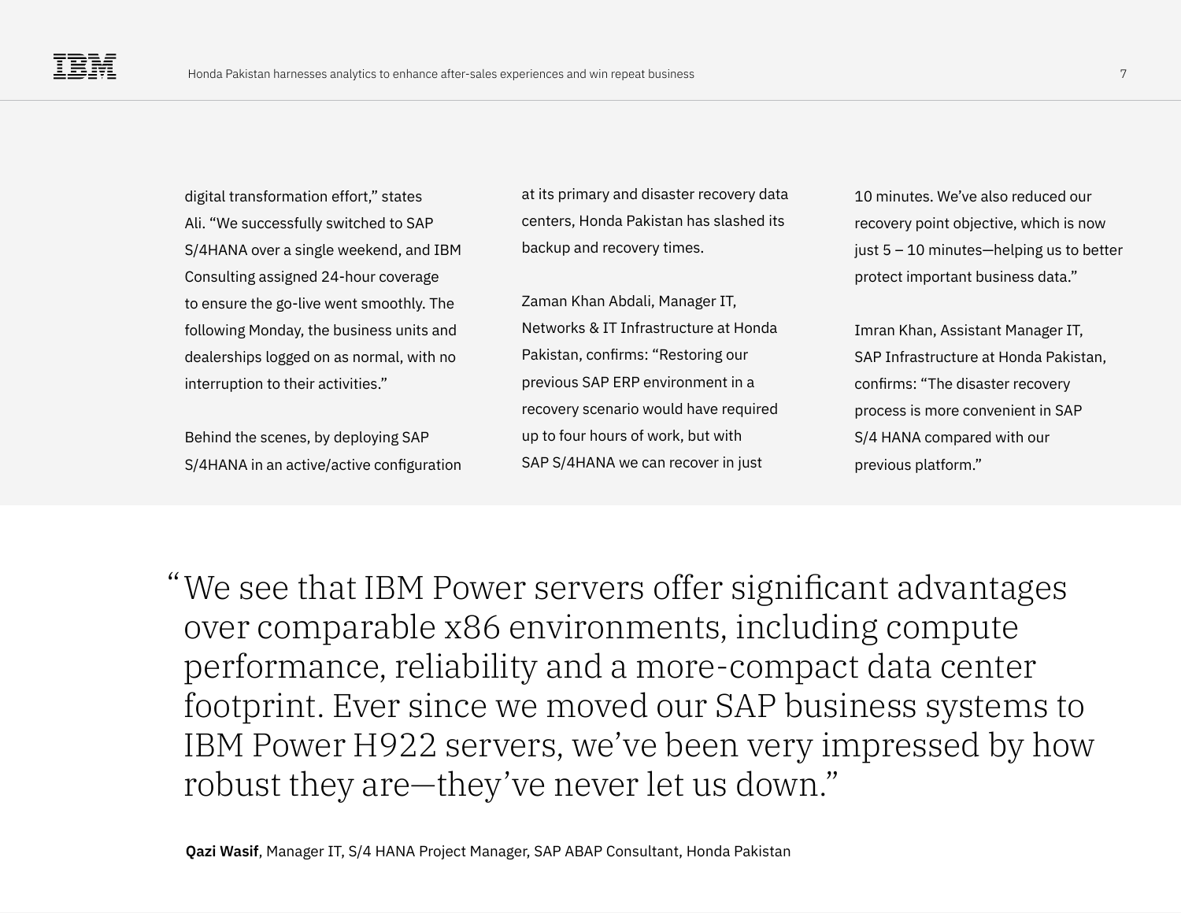digital transformation effort," states Ali. "We successfully switched to SAP S/4HANA over a single weekend, and IBM Consulting assigned 24-hour coverage to ensure the go-live went smoothly. The following Monday, the business units and dealerships logged on as normal, with no interruption to their activities."

Behind the scenes, by deploying SAP S/4HANA in an active/active configuration at its primary and disaster recovery data centers, Honda Pakistan has slashed its backup and recovery times.

Zaman Khan Abdali, Manager IT, Networks & IT Infrastructure at Honda Pakistan, confirms: "Restoring our previous SAP ERP environment in a recovery scenario would have required up to four hours of work, but with SAP S/4HANA we can recover in just 10 minutes. We've also reduced our recovery point objective, which is now just 5 – 10 minutes—helping us to better protect important business data."

Imran Khan, Assistant Manager IT, SAP Infrastructure at Honda Pakistan, confirms: "The disaster recovery process is more convenient in SAP S/4 HANA compared with our previous platform."

> "We see that IBM Power servers offer significant advantages over comparable x86 environments, including compute performance, reliability and a more-compact data center footprint. Ever since we moved our SAP business systems to IBM Power H922 servers, we've been very impressed by how robust they are—they've never let us down."

**Qazi Wasif**, Manager IT, S/4 HANA Project Manager, SAP ABAP Consultant, Honda Pakistan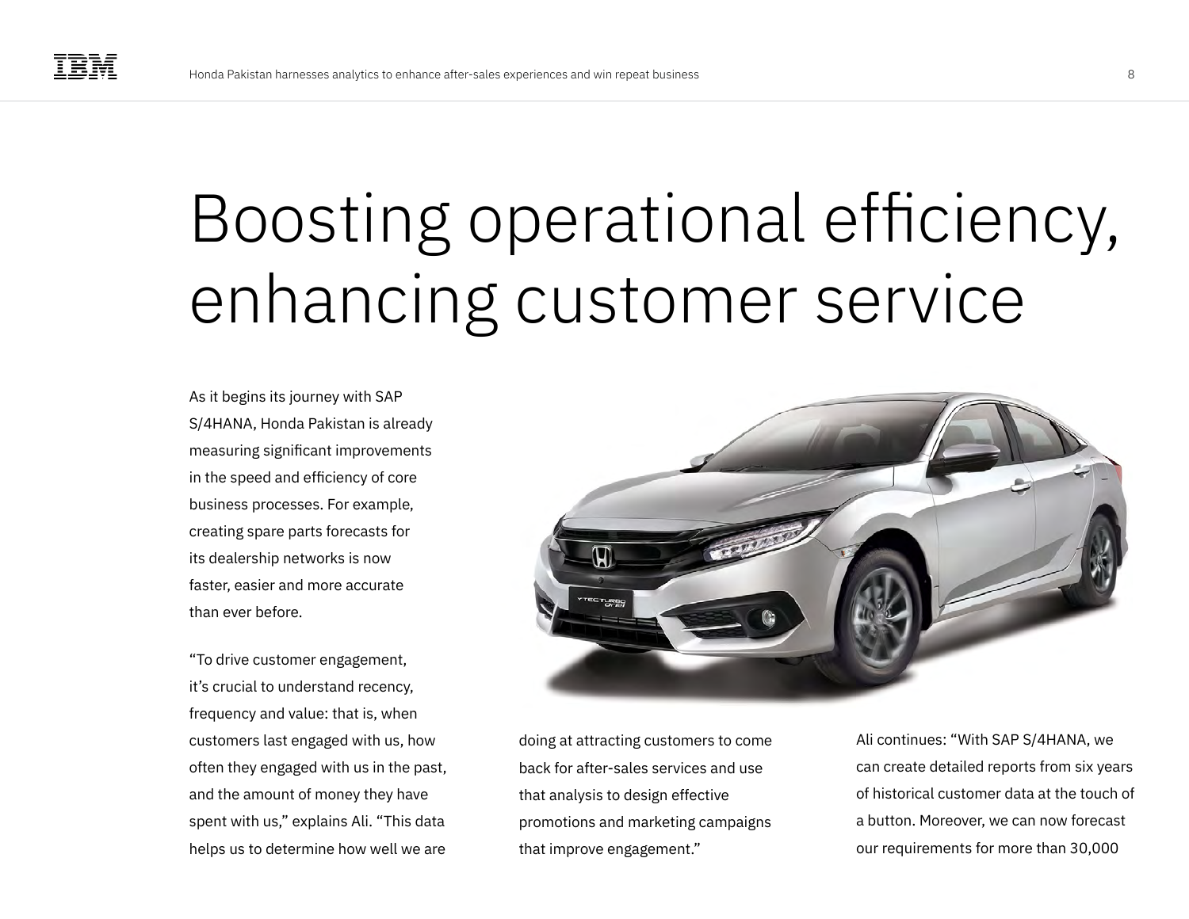# Boosting operational efficiency, enhancing customer service

As it begins its journey with SAP S/4HANA, Honda Pakistan is already measuring significant improvements in the speed and efficiency of core business processes. For example, creating spare parts forecasts for its dealership networks is now faster, easier and more accurate than ever before.

"To drive customer engagement, it's crucial to understand recency, frequency and value: that is, when customers last engaged with us, how often they engaged with us in the past, and the amount of money they have spent with us," explains Ali. "This data helps us to determine how well we are doing at attracting customers to come back for after-sales services and use that analysis to design effective promotions and marketing campaigns that improve engagement."

Ali continues: "With SAP S/4HANA, we can create detailed reports from six years of historical customer data at the touch of a button. Moreover, we can now forecast our requirements for more than 30,000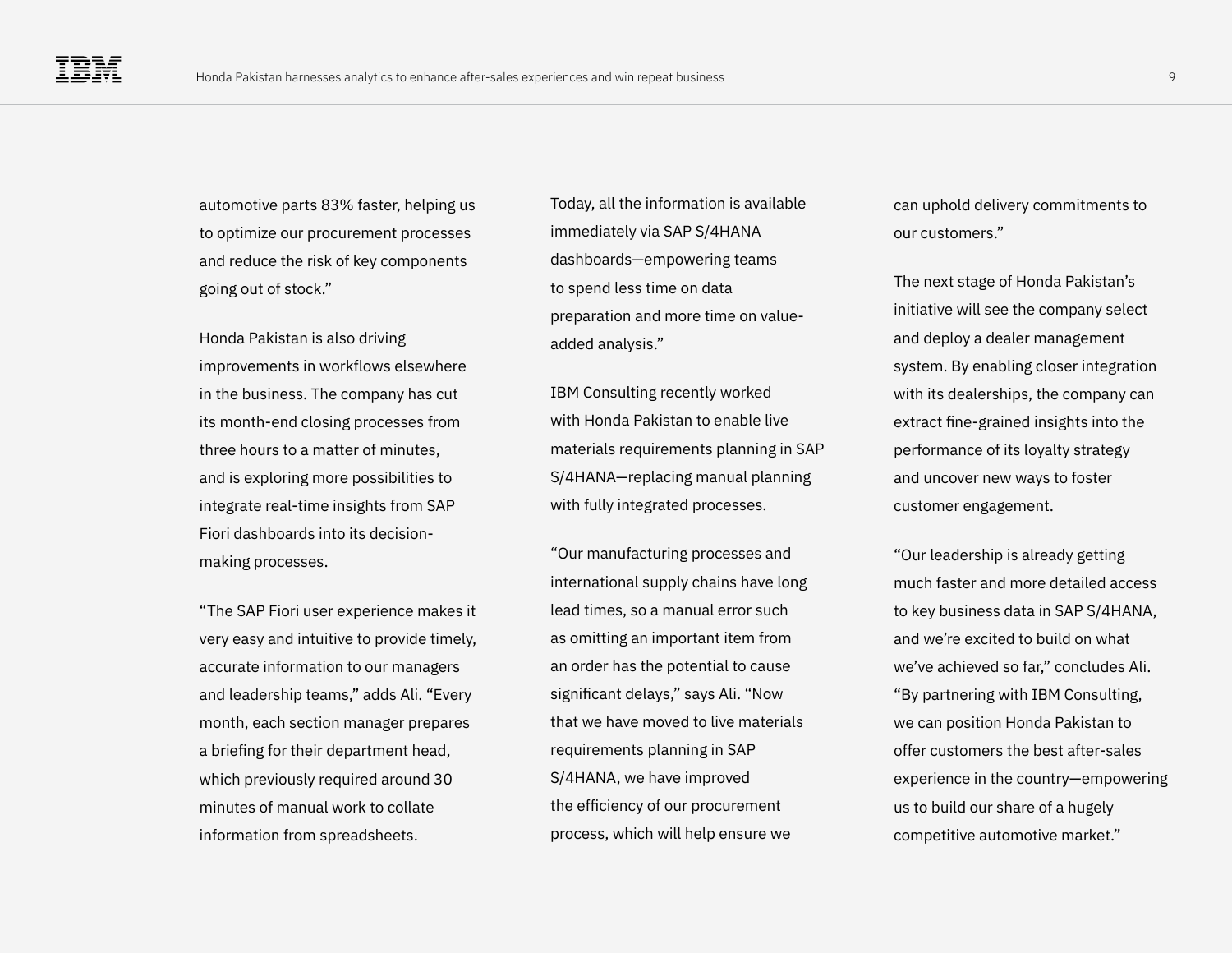automotive parts 83% faster, helping us to optimize our procurement processes and reduce the risk of key components going out of stock."

Honda Pakistan is also driving improvements in workflows elsewhere in the business. The company has cut its month-end closing processes from three hours to a matter of minutes, and is exploring more possibilities to integrate real-time insights from SAP Fiori dashboards into its decision-making processes.

"The SAP Fiori user experience makes it very easy and intuitive to provide timely, accurate information to our managers and leadership teams," adds Ali. "Every month, each section manager prepares a briefing for their department head, which previously required around 30 minutes of manual work to collate information from spreadsheets. Today, all the information is available immediately via SAP S/4HANA dashboards—empowering teams to spend less time on data preparation and more time on value-added analysis."

IBM Consulting recently worked with Honda Pakistan to enable live materials requirements planning in SAP S/4HANA—replacing manual planning with fully integrated processes.

"Our manufacturing processes and international supply chains have long lead times, so a manual error such as omitting an important item from an order has the potential to cause significant delays," says Ali. "Now that we have moved to live materials requirements planning in SAP S/4HANA, we have improved the efficiency of our procurement process, which will help ensure we can uphold delivery commitments to our customers."

The next stage of Honda Pakistan's initiative will see the company select and deploy a dealer management system. By enabling closer integration with its dealerships, the company can extract fine-grained insights into the performance of its loyalty strategy and uncover new ways to foster customer engagement.

"Our leadership is already getting much faster and more detailed access to key business data in SAP S/4HANA, and we're excited to build on what we've achieved so far," concludes Ali. "By partnering with IBM Consulting, we can position Honda Pakistan to offer customers the best after-sales experience in the country—empowering us to build our share of a hugely competitive automotive market."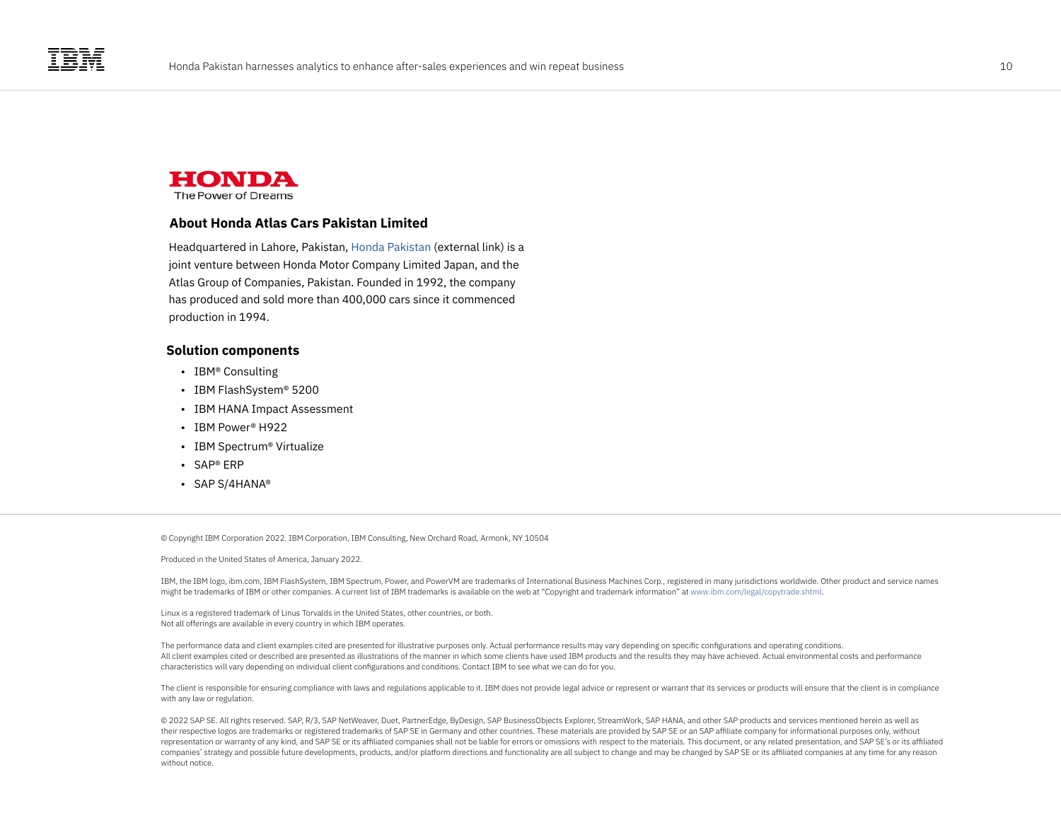HONDA
The Power of Dreams

## About Honda Atlas Cars Pakistan Limited

Headquartered in Lahore, Pakistan, Honda Pakistan (external link) is a joint venture between Honda Motor Company Limited Japan, and the Atlas Group of Companies, Pakistan. Founded in 1992, the company has produced and sold more than 400,000 cars since it commenced production in 1994.

## Solution components

- IBM® Consulting
- IBM FlashSystem® 5200
- IBM HANA Impact Assessment
- IBM Power® H922
- IBM Spectrum® Virtualize
- SAP® ERP
- SAP S/4HANA®

---

© Copyright IBM Corporation 2022. IBM Corporation, IBM Consulting, New Orchard Road, Armonk, NY 10504

Produced in the United States of America, January 2022.

IBM, the IBM logo, ibm.com, IBM FlashSystem, IBM Spectrum, Power, and PowerVM are trademarks of International Business Machines Corp., registered in many jurisdictions worldwide. Other product and service names might be trademarks of IBM or other companies. A current list of IBM trademarks is available on the web at "Copyright and trademark information" at www.ibm.com/legal/copytrade.shtml.

Linux is a registered trademark of Linus Torvalds in the United States, other countries, or both.
Not all offerings are available in every country in which IBM operates.

The performance data and client examples cited are presented for illustrative purposes only. Actual performance results may vary depending on specific configurations and operating conditions.
All client examples cited or described are presented as illustrations of the manner in which some clients have used IBM products and the results they may have achieved. Actual environmental costs and performance characteristics will vary depending on individual client configurations and conditions. Contact IBM to see what we can do for you.

The client is responsible for ensuring compliance with laws and regulations applicable to it. IBM does not provide legal advice or represent or warrant that its services or products will ensure that the client is in compliance with any law or regulation.

© 2022 SAP SE. All rights reserved. SAP, R/3, SAP NetWeaver, Duet, PartnerEdge, ByDesign, SAP BusinessObjects Explorer, StreamWork, SAP HANA, and other SAP products and services mentioned herein as well as their respective logos are trademarks or registered trademarks of SAP SE in Germany and other countries. These materials are provided by SAP SE or an SAP affiliate company for informational purposes only, without representation or warranty of any kind, and SAP SE or its affiliated companies shall not be liable for errors or omissions with respect to the materials. This document, or any related presentation, and SAP SE's or its affiliated companies' strategy and possible future developments, products, and/or platform directions and functionality are all subject to change and may be changed by SAP SE or its affiliated companies at any time for any reason without notice.